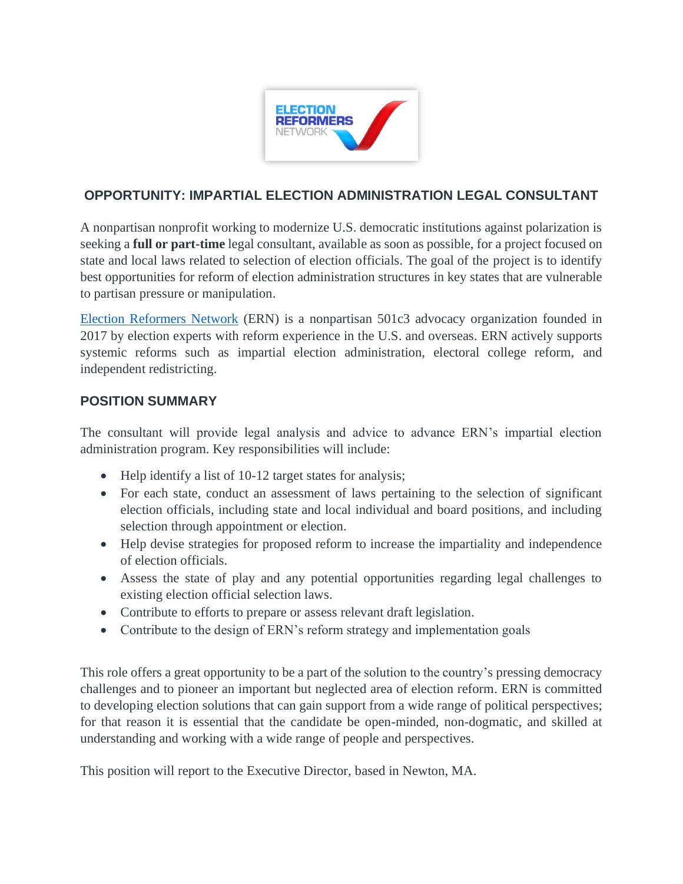## OPPORTUNITY: IMPARTIAL ELECTION ADMINISTRATION LEGAL CONSULTANT

A nonpartisan nonprofit working to modernize U.S. democratic institutions against polarization is seeking a **full or part-time** legal consultant, available as soon as possible, for a project focused on state and local laws related to selection of election officials. The goal of the project is to identify best opportunities for reform of election administration structures in key states that are vulnerable to partisan pressure or manipulation.

Election Reformers Network (ERN) is a nonpartisan 501c3 advocacy organization founded in 2017 by election experts with reform experience in the U.S. and overseas. ERN actively supports systemic reforms such as impartial election administration, electoral college reform, and independent redistricting.

### POSITION SUMMARY

The consultant will provide legal analysis and advice to advance ERN's impartial election administration program. Key responsibilities will include:

- Help identify a list of 10-12 target states for analysis;
- For each state, conduct an assessment of laws pertaining to the selection of significant election officials, including state and local individual and board positions, and including selection through appointment or election.
- Help devise strategies for proposed reform to increase the impartiality and independence of election officials.
- Assess the state of play and any potential opportunities regarding legal challenges to existing election official selection laws.
- Contribute to efforts to prepare or assess relevant draft legislation.
- Contribute to the design of ERN's reform strategy and implementation goals

This role offers a great opportunity to be a part of the solution to the country's pressing democracy challenges and to pioneer an important but neglected area of election reform. ERN is committed to developing election solutions that can gain support from a wide range of political perspectives; for that reason it is essential that the candidate be open-minded, non-dogmatic, and skilled at understanding and working with a wide range of people and perspectives.

This position will report to the Executive Director, based in Newton, MA.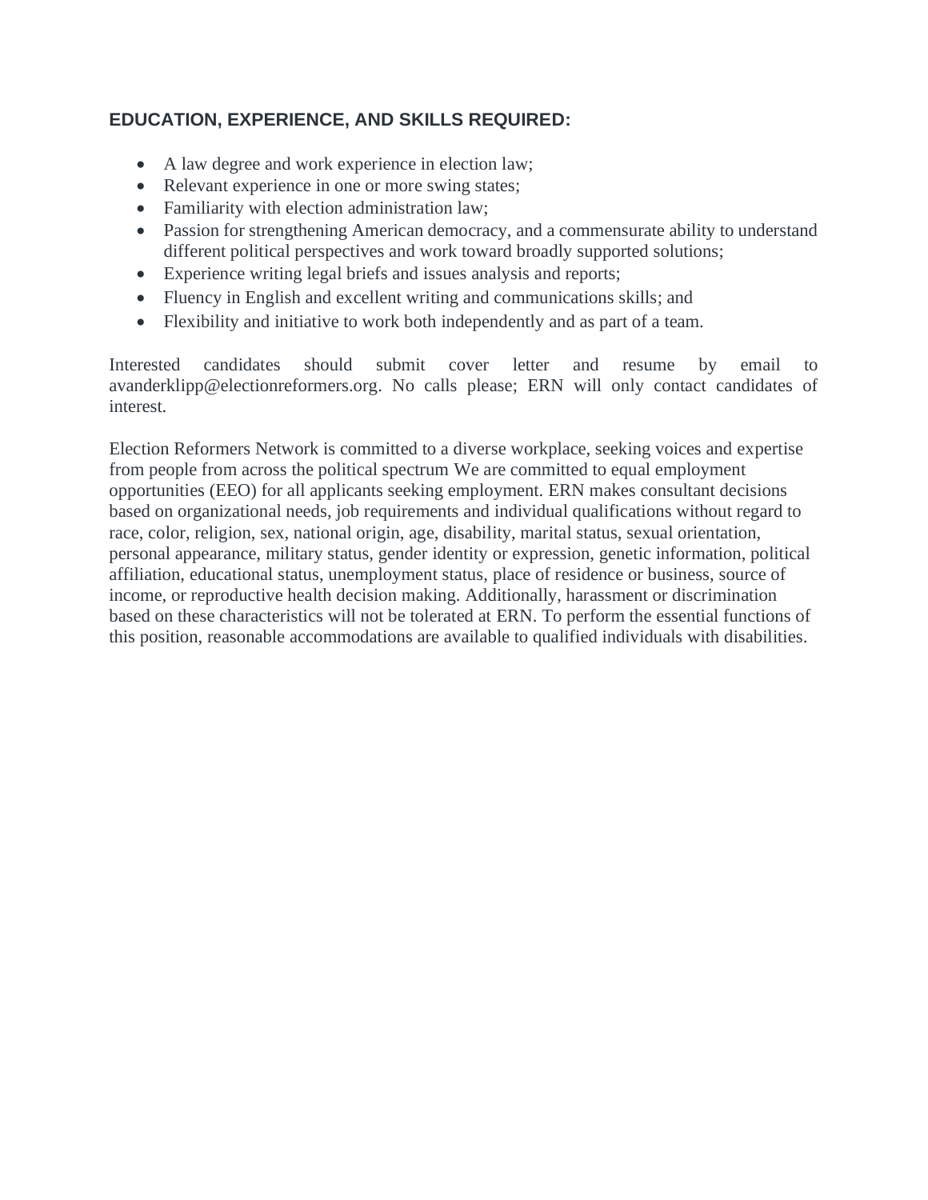**EDUCATION, EXPERIENCE, AND SKILLS REQUIRED:**

- A law degree and work experience in election law;
- Relevant experience in one or more swing states;
- Familiarity with election administration law;
- Passion for strengthening American democracy, and a commensurate ability to understand different political perspectives and work toward broadly supported solutions;
- Experience writing legal briefs and issues analysis and reports;
- Fluency in English and excellent writing and communications skills; and
- Flexibility and initiative to work both independently and as part of a team.

Interested candidates should submit cover letter and resume by email to avanderklipp@electionreformers.org. No calls please; ERN will only contact candidates of interest.

Election Reformers Network is committed to a diverse workplace, seeking voices and expertise from people from across the political spectrum We are committed to equal employment opportunities (EEO) for all applicants seeking employment. ERN makes consultant decisions based on organizational needs, job requirements and individual qualifications without regard to race, color, religion, sex, national origin, age, disability, marital status, sexual orientation, personal appearance, military status, gender identity or expression, genetic information, political affiliation, educational status, unemployment status, place of residence or business, source of income, or reproductive health decision making. Additionally, harassment or discrimination based on these characteristics will not be tolerated at ERN. To perform the essential functions of this position, reasonable accommodations are available to qualified individuals with disabilities.